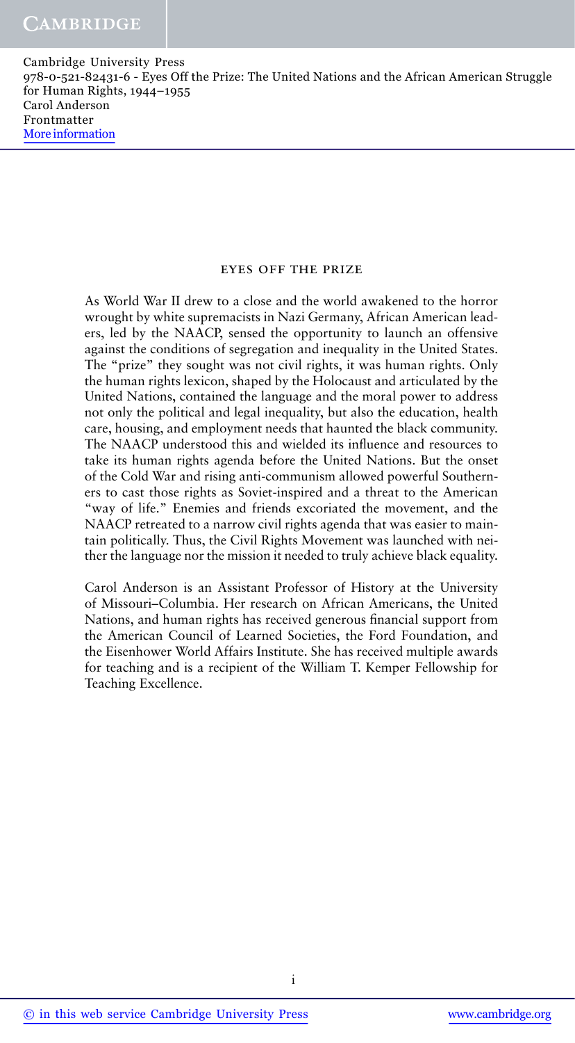# EYES OFF THE PRIZE

As World War II drew to a close and the world awakened to the horror wrought by white supremacists in Nazi Germany, African American leaders, led by the NAACP, sensed the opportunity to launch an offensive against the conditions of segregation and inequality in the United States. The "prize" they sought was not civil rights, it was human rights. Only the human rights lexicon, shaped by the Holocaust and articulated by the United Nations, contained the language and the moral power to address not only the political and legal inequality, but also the education, health care, housing, and employment needs that haunted the black community. The NAACP understood this and wielded its influence and resources to take its human rights agenda before the United Nations. But the onset of the Cold War and rising anti-communism allowed powerful Southerners to cast those rights as Soviet-inspired and a threat to the American "way of life." Enemies and friends excoriated the movement, and the NAACP retreated to a narrow civil rights agenda that was easier to maintain politically. Thus, the Civil Rights Movement was launched with neither the language nor the mission it needed to truly achieve black equality.

Carol Anderson is an Assistant Professor of History at the University of Missouri–Columbia. Her research on African Americans, the United Nations, and human rights has received generous financial support from the American Council of Learned Societies, the Ford Foundation, and the Eisenhower World Affairs Institute. She has received multiple awards for teaching and is a recipient of the William T. Kemper Fellowship for Teaching Excellence.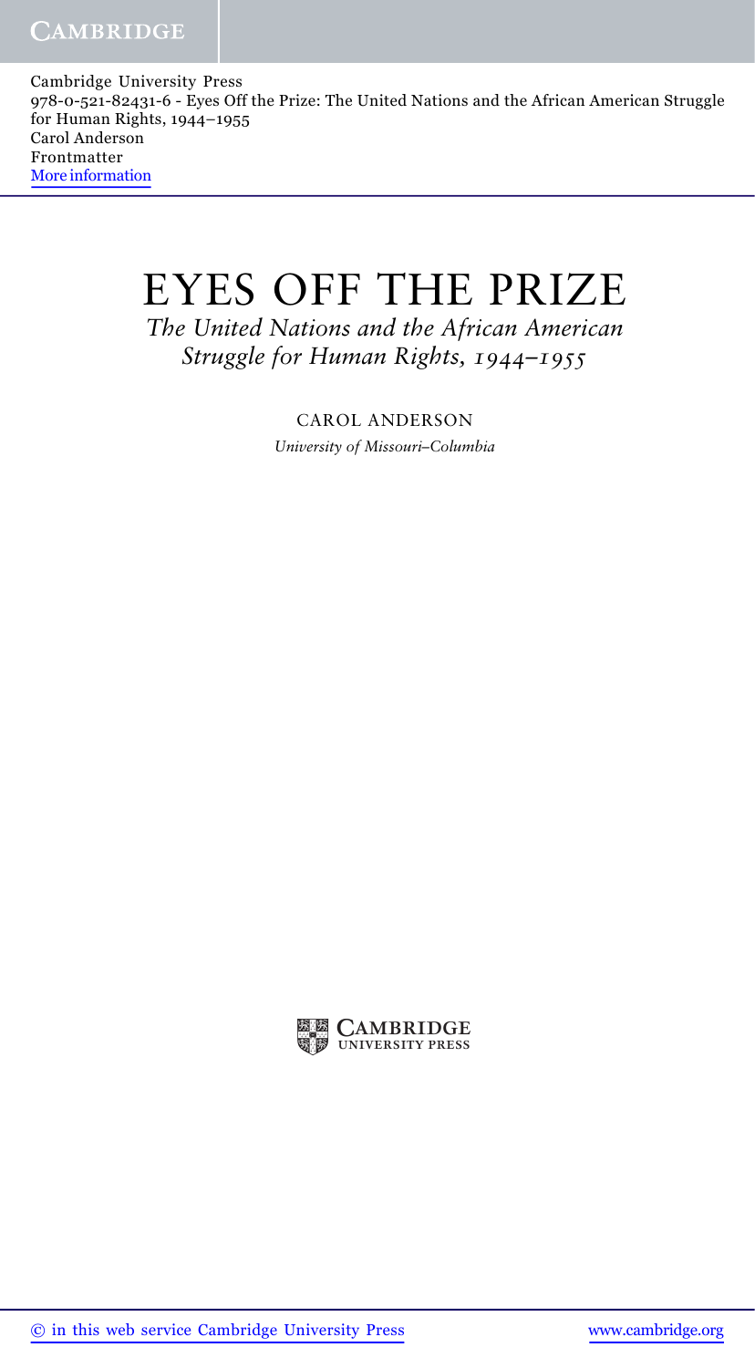# EYES OFF THE PRIZE

*The United Nations and the African American Struggle for Human Rights, 1944–1955*

CAROL ANDERSON

*University of Missouri–Columbia*

CAMBRIDGE UNIVERSITY PRESS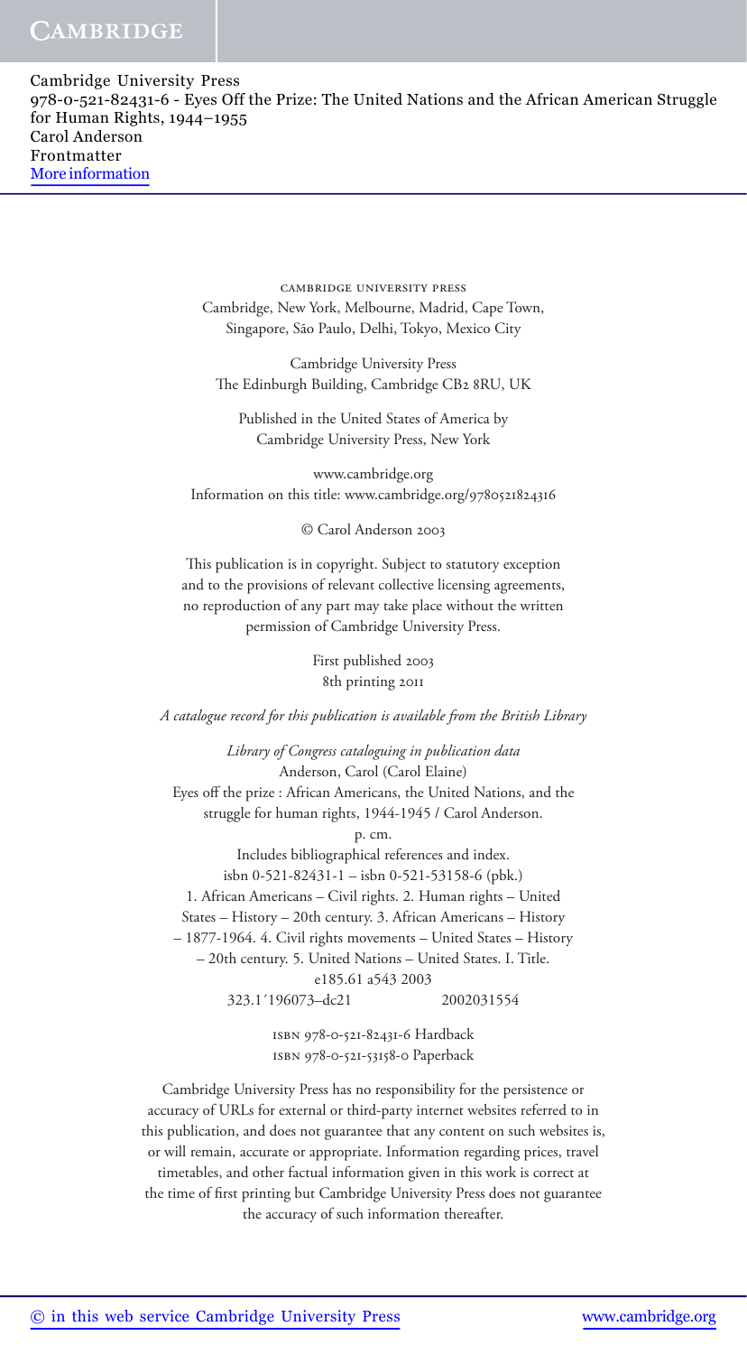CAMBRIDGE UNIVERSITY PRESS
Cambridge, New York, Melbourne, Madrid, Cape Town,
Singapore, São Paulo, Delhi, Tokyo, Mexico City

Cambridge University Press
The Edinburgh Building, Cambridge CB2 8RU, UK

Published in the United States of America by
Cambridge University Press, New York

www.cambridge.org
Information on this title: www.cambridge.org/9780521824316

© Carol Anderson 2003

This publication is in copyright. Subject to statutory exception
and to the provisions of relevant collective licensing agreements,
no reproduction of any part may take place without the written
permission of Cambridge University Press.

First published 2003
8th printing 2011

*A catalogue record for this publication is available from the British Library*

*Library of Congress cataloguing in publication data*
Anderson, Carol (Carol Elaine)
Eyes off the prize : African Americans, the United Nations, and the
struggle for human rights, 1944-1945 / Carol Anderson.
p. cm.
Includes bibliographical references and index.
isbn 0-521-82431-1 – isbn 0-521-53158-6 (pbk.)
1. African Americans – Civil rights. 2. Human rights – United
States – History – 20th century. 3. African Americans – History
– 1877-1964. 4. Civil rights movements – United States – History
– 20th century. 5. United Nations – United States. I. Title.
e185.61 a543 2003
323.1´196073–dc21 2002031554

isbn 978-0-521-82431-6 Hardback
isbn 978-0-521-53158-0 Paperback

Cambridge University Press has no responsibility for the persistence or
accuracy of URLs for external or third-party internet websites referred to in
this publication, and does not guarantee that any content on such websites is,
or will remain, accurate or appropriate. Information regarding prices, travel
timetables, and other factual information given in this work is correct at
the time of first printing but Cambridge University Press does not guarantee
the accuracy of such information thereafter.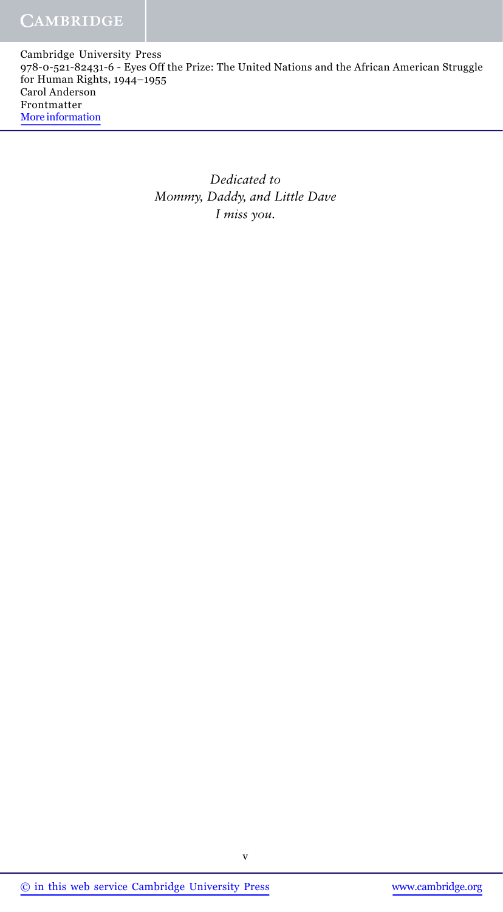*Dedicated to*
*Mommy, Daddy, and Little Dave*
*I miss you.*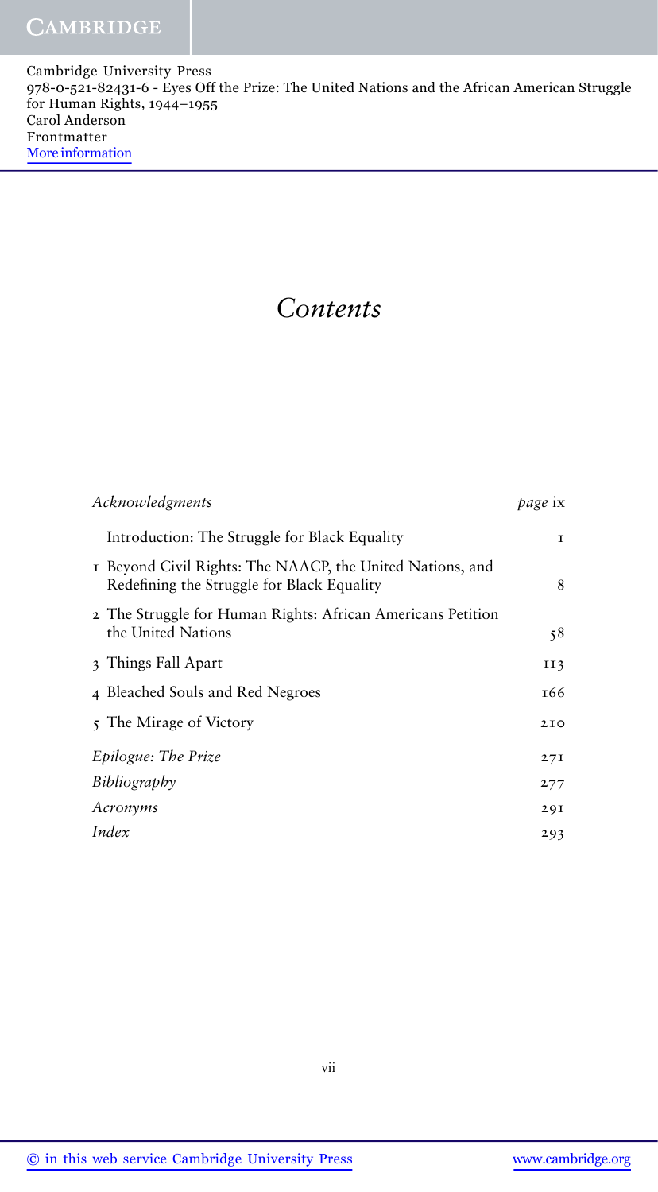# Contents

| | |
|---|---|
| *Acknowledgments* | *page* ix |
| Introduction: The Struggle for Black Equality | 1 |
| 1 Beyond Civil Rights: The NAACP, the United Nations, and Redefining the Struggle for Black Equality | 8 |
| 2 The Struggle for Human Rights: African Americans Petition the United Nations | 58 |
| 3 Things Fall Apart | 113 |
| 4 Bleached Souls and Red Negroes | 166 |
| 5 The Mirage of Victory | 210 |
| *Epilogue: The Prize* | 271 |
| *Bibliography* | 277 |
| *Acronyms* | 291 |
| *Index* | 293 |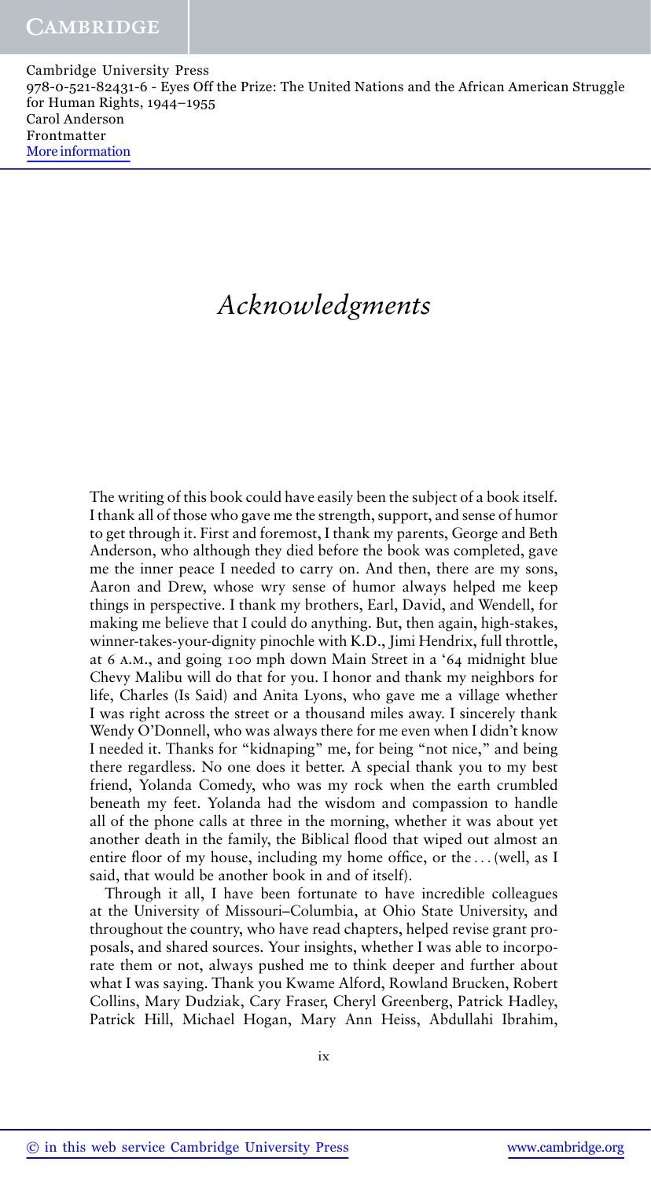# *Acknowledgments*

The writing of this book could have easily been the subject of a book itself. I thank all of those who gave me the strength, support, and sense of humor to get through it. First and foremost, I thank my parents, George and Beth Anderson, who although they died before the book was completed, gave me the inner peace I needed to carry on. And then, there are my sons, Aaron and Drew, whose wry sense of humor always helped me keep things in perspective. I thank my brothers, Earl, David, and Wendell, for making me believe that I could do anything. But, then again, high-stakes, winner-takes-your-dignity pinochle with K.D., Jimi Hendrix, full throttle, at 6 A.M., and going 100 mph down Main Street in a '64 midnight blue Chevy Malibu will do that for you. I honor and thank my neighbors for life, Charles (Is Said) and Anita Lyons, who gave me a village whether I was right across the street or a thousand miles away. I sincerely thank Wendy O'Donnell, who was always there for me even when I didn't know I needed it. Thanks for "kidnaping" me, for being "not nice," and being there regardless. No one does it better. A special thank you to my best friend, Yolanda Comedy, who was my rock when the earth crumbled beneath my feet. Yolanda had the wisdom and compassion to handle all of the phone calls at three in the morning, whether it was about yet another death in the family, the Biblical flood that wiped out almost an entire floor of my house, including my home office, or the ... (well, as I said, that would be another book in and of itself).

Through it all, I have been fortunate to have incredible colleagues at the University of Missouri–Columbia, at Ohio State University, and throughout the country, who have read chapters, helped revise grant proposals, and shared sources. Your insights, whether I was able to incorporate them or not, always pushed me to think deeper and further about what I was saying. Thank you Kwame Alford, Rowland Brucken, Robert Collins, Mary Dudziak, Cary Fraser, Cheryl Greenberg, Patrick Hadley, Patrick Hill, Michael Hogan, Mary Ann Heiss, Abdullahi Ibrahim,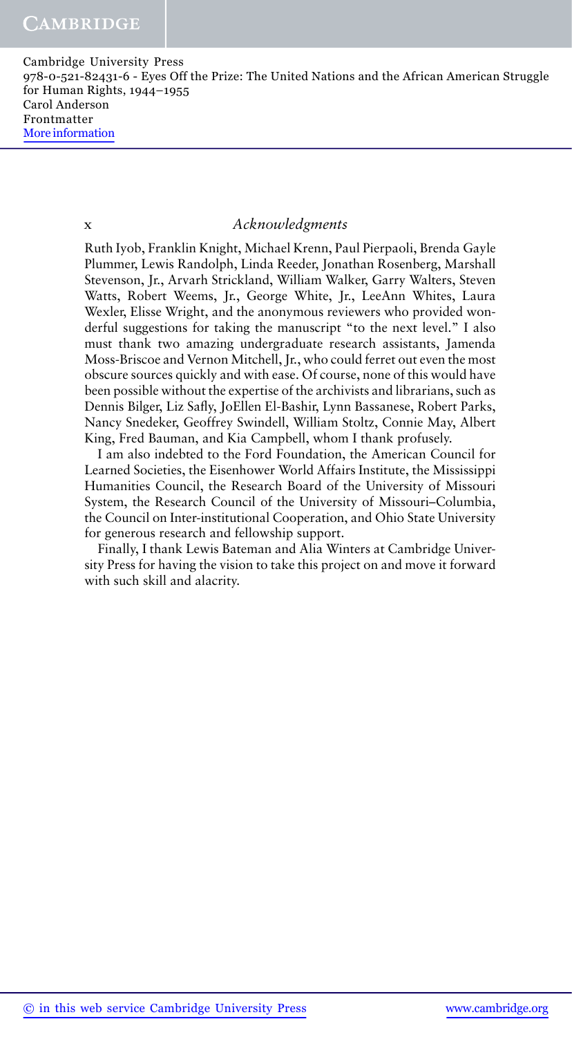Ruth Iyob, Franklin Knight, Michael Krenn, Paul Pierpaoli, Brenda Gayle Plummer, Lewis Randolph, Linda Reeder, Jonathan Rosenberg, Marshall Stevenson, Jr., Arvarh Strickland, William Walker, Garry Walters, Steven Watts, Robert Weems, Jr., George White, Jr., LeeAnn Whites, Laura Wexler, Elisse Wright, and the anonymous reviewers who provided wonderful suggestions for taking the manuscript "to the next level." I also must thank two amazing undergraduate research assistants, Jamenda Moss-Briscoe and Vernon Mitchell, Jr., who could ferret out even the most obscure sources quickly and with ease. Of course, none of this would have been possible without the expertise of the archivists and librarians, such as Dennis Bilger, Liz Safly, JoEllen El-Bashir, Lynn Bassanese, Robert Parks, Nancy Snedeker, Geoffrey Swindell, William Stoltz, Connie May, Albert King, Fred Bauman, and Kia Campbell, whom I thank profusely.

I am also indebted to the Ford Foundation, the American Council for Learned Societies, the Eisenhower World Affairs Institute, the Mississippi Humanities Council, the Research Board of the University of Missouri System, the Research Council of the University of Missouri–Columbia, the Council on Inter-institutional Cooperation, and Ohio State University for generous research and fellowship support.

Finally, I thank Lewis Bateman and Alia Winters at Cambridge University Press for having the vision to take this project on and move it forward with such skill and alacrity.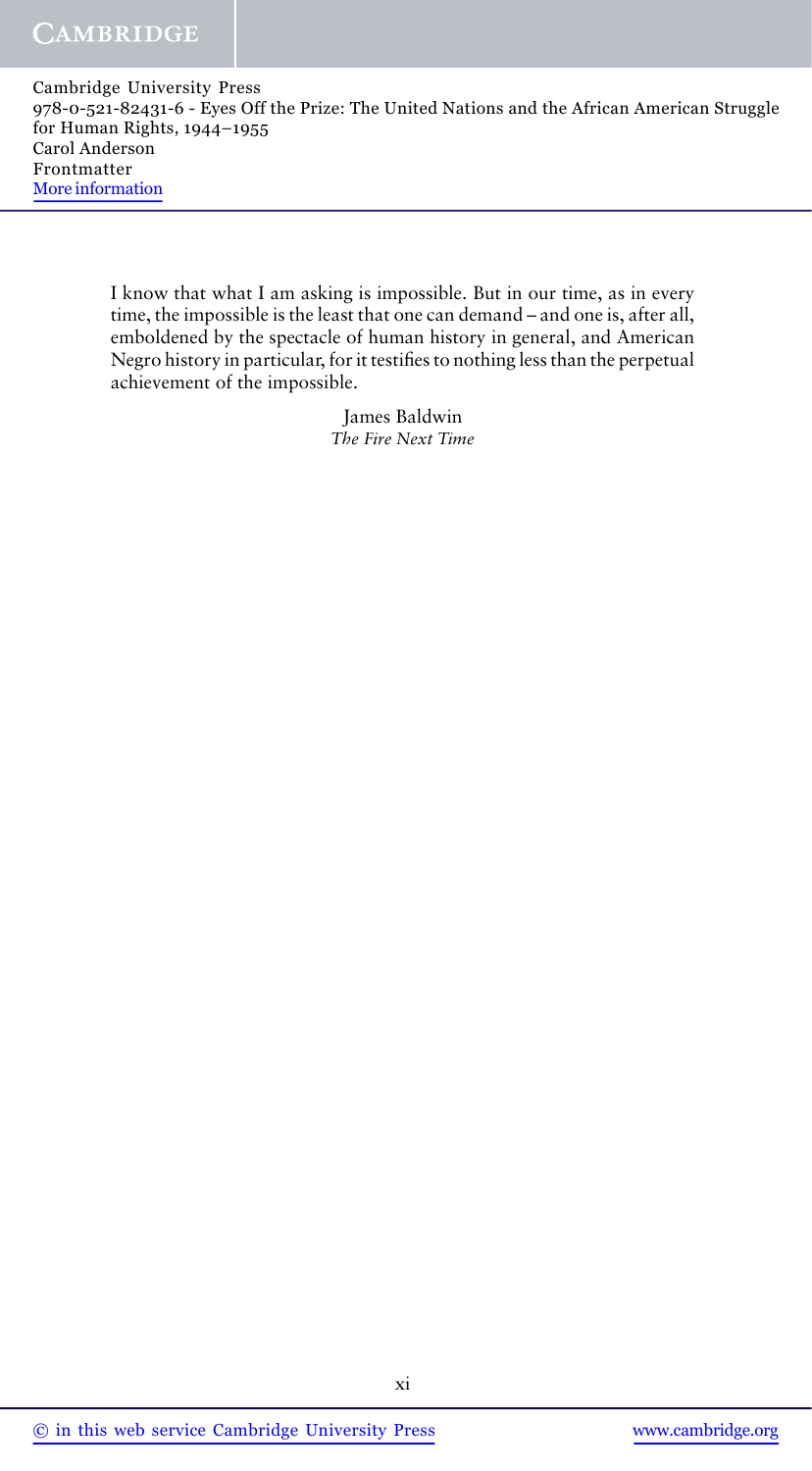I know that what I am asking is impossible. But in our time, as in every time, the impossible is the least that one can demand – and one is, after all, emboldened by the spectacle of human history in general, and American Negro history in particular, for it testifies to nothing less than the perpetual achievement of the impossible.

James Baldwin
*The Fire Next Time*